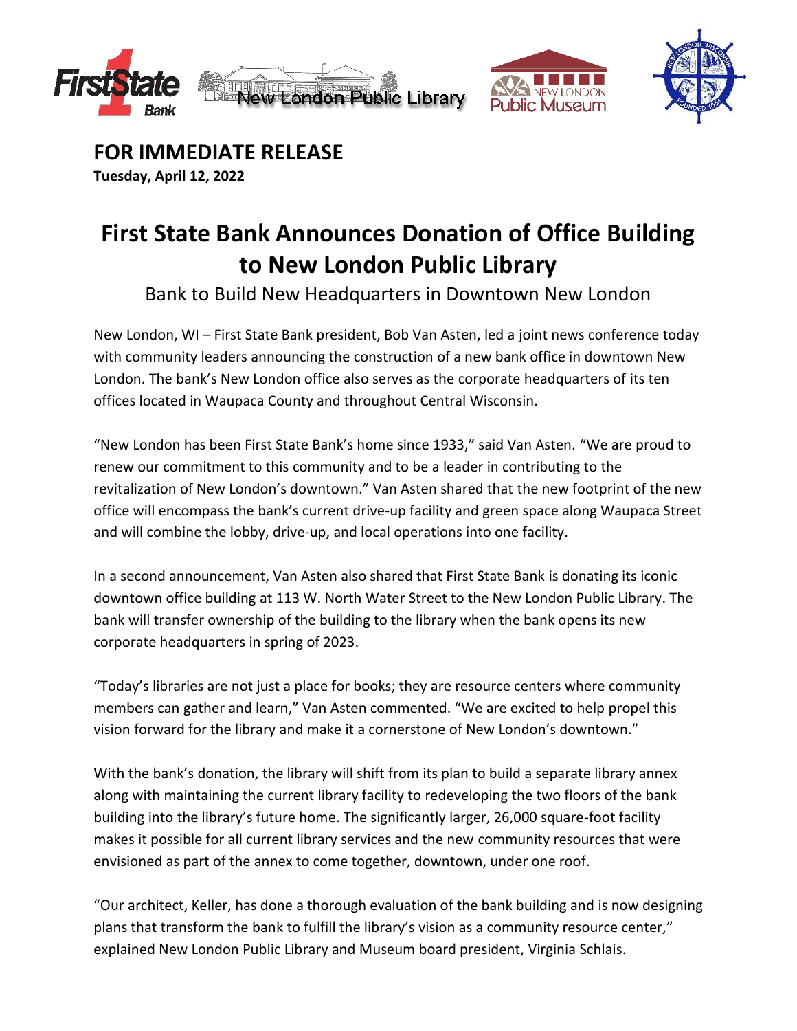FirstState Bank · New London Public Library · New London Public Museum

**FOR IMMEDIATE RELEASE**
**Tuesday, April 12, 2022**

# First State Bank Announces Donation of Office Building to New London Public Library

## Bank to Build New Headquarters in Downtown New London

New London, WI – First State Bank president, Bob Van Asten, led a joint news conference today with community leaders announcing the construction of a new bank office in downtown New London. The bank's New London office also serves as the corporate headquarters of its ten offices located in Waupaca County and throughout Central Wisconsin.

"New London has been First State Bank's home since 1933," said Van Asten. "We are proud to renew our commitment to this community and to be a leader in contributing to the revitalization of New London's downtown." Van Asten shared that the new footprint of the new office will encompass the bank's current drive-up facility and green space along Waupaca Street and will combine the lobby, drive-up, and local operations into one facility.

In a second announcement, Van Asten also shared that First State Bank is donating its iconic downtown office building at 113 W. North Water Street to the New London Public Library. The bank will transfer ownership of the building to the library when the bank opens its new corporate headquarters in spring of 2023.

"Today's libraries are not just a place for books; they are resource centers where community members can gather and learn," Van Asten commented. "We are excited to help propel this vision forward for the library and make it a cornerstone of New London's downtown."

With the bank's donation, the library will shift from its plan to build a separate library annex along with maintaining the current library facility to redeveloping the two floors of the bank building into the library's future home. The significantly larger, 26,000 square-foot facility makes it possible for all current library services and the new community resources that were envisioned as part of the annex to come together, downtown, under one roof.

"Our architect, Keller, has done a thorough evaluation of the bank building and is now designing plans that transform the bank to fulfill the library's vision as a community resource center," explained New London Public Library and Museum board president, Virginia Schlais.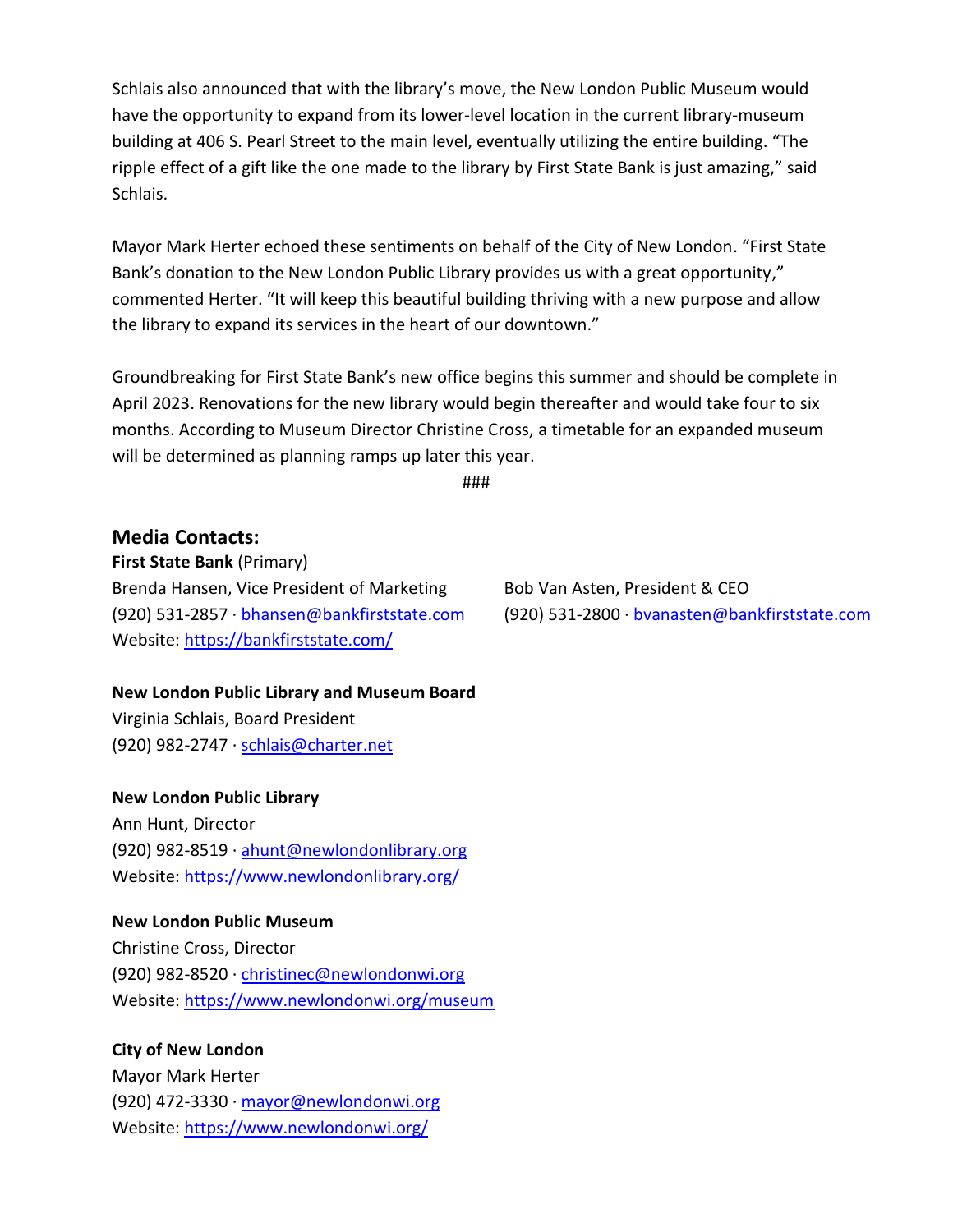Schlais also announced that with the library's move, the New London Public Museum would have the opportunity to expand from its lower-level location in the current library-museum building at 406 S. Pearl Street to the main level, eventually utilizing the entire building. "The ripple effect of a gift like the one made to the library by First State Bank is just amazing," said Schlais.

Mayor Mark Herter echoed these sentiments on behalf of the City of New London. "First State Bank's donation to the New London Public Library provides us with a great opportunity," commented Herter. "It will keep this beautiful building thriving with a new purpose and allow the library to expand its services in the heart of our downtown."

Groundbreaking for First State Bank's new office begins this summer and should be complete in April 2023. Renovations for the new library would begin thereafter and would take four to six months. According to Museum Director Christine Cross, a timetable for an expanded museum will be determined as planning ramps up later this year.

###

## Media Contacts:

**First State Bank** (Primary)
Brenda Hansen, Vice President of Marketing
(920) 531-2857 · bhansen@bankfirststate.com
Website: https://bankfirststate.com/

Bob Van Asten, President & CEO
(920) 531-2800 · bvanasten@bankfirststate.com

**New London Public Library and Museum Board**
Virginia Schlais, Board President
(920) 982-2747 · schlais@charter.net

**New London Public Library**
Ann Hunt, Director
(920) 982-8519 · ahunt@newlondonlibrary.org
Website: https://www.newlondonlibrary.org/

**New London Public Museum**
Christine Cross, Director
(920) 982-8520 · christinec@newlondonwi.org
Website: https://www.newlondonwi.org/museum

**City of New London**
Mayor Mark Herter
(920) 472-3330 · mayor@newlondonwi.org
Website: https://www.newlondonwi.org/